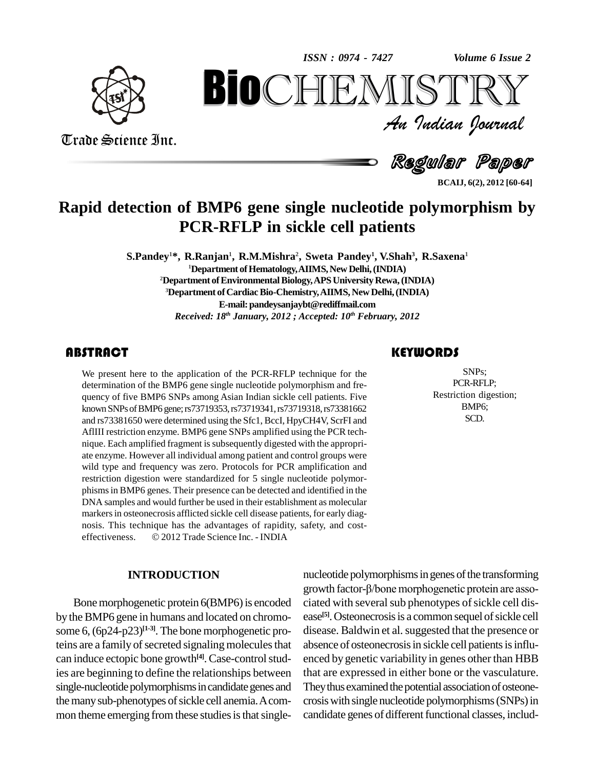# Rapid detection of BMP6 gene single nucleotide polymorphism by PCR-RFLP in sickle cell patients

**S.Pandey[1]*, R.Ranjan[1], R.M.Mishra[2], Sweta Pandey[1], V.Shah[3], R.Saxena[1]**

[1]Department of Hematology, AIIMS, New Delhi, (INDIA)
[2]Department of Environmental Biology, APS University Rewa, (INDIA)
[3]Department of Cardiac Bio-Chemistry, AIIMS, New Delhi, (INDIA)
E-mail: pandeysanjaybt@rediffmail.com

*Received: 18th January, 2012 ; Accepted: 10th February, 2012*

## ABSTRACT

We present here to the application of the PCR-RFLP technique for the determination of the BMP6 gene single nucleotide polymorphism and frequency of five BMP6 SNPs among Asian Indian sickle cell patients. Five known SNPs of BMP6 gene; rs73719353, rs73719341, rs73719318, rs73381662 and rs73381650 were determined using the Sfc1, BccI, HpyCH4V, ScrFI and AflIII restriction enzyme. BMP6 gene SNPs amplified using the PCR technique. Each amplified fragment is subsequently digested with the appropriate enzyme. However all individual among patient and control groups were wild type and frequency was zero. Protocols for PCR amplification and restriction digestion were standardized for 5 single nucleotide polymorphisms in BMP6 genes. Their presence can be detected and identified in the DNA samples and would further be used in their establishment as molecular markers in osteonecrosis afflicted sickle cell disease patients, for early diagnosis. This technique has the advantages of rapidity, safety, and cost-effectiveness. © 2012 Trade Science Inc. - INDIA

## KEYWORDS

SNPs;
PCR-RFLP;
Restriction digestion;
BMP6;
SCD.

## INTRODUCTION

Bone morphogenetic protein 6(BMP6) is encoded by the BMP6 gene in humans and located on chromosome 6, (6p24-p23)[1-3]. The bone morphogenetic proteins are a family of secreted signaling molecules that can induce ectopic bone growth[4]. Case-control studies are beginning to define the relationships between single-nucleotide polymorphisms in candidate genes and the many sub-phenotypes of sickle cell anemia. A common theme emerging from these studies is that single-nucleotide polymorphisms in genes of the transforming growth factor-β/bone morphogenetic protein are associated with several sub phenotypes of sickle cell disease[5]. Osteonecrosis is a common sequel of sickle cell disease. Baldwin et al. suggested that the presence or absence of osteonecrosis in sickle cell patients is influenced by genetic variability in genes other than HBB that are expressed in either bone or the vasculature. They thus examined the potential association of osteonecrosis with single nucleotide polymorphisms (SNPs) in candidate genes of different functional classes, includ-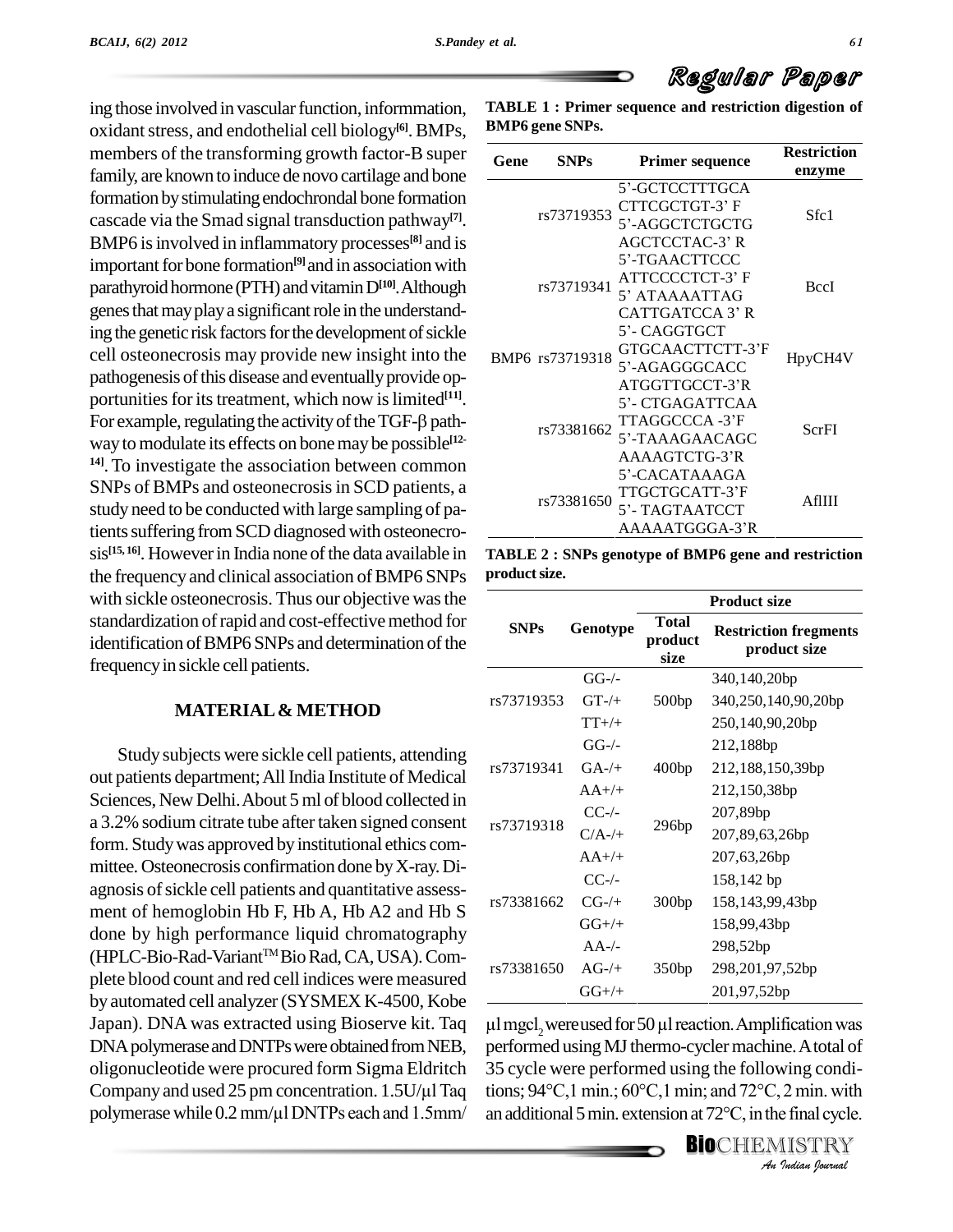ing those involved in vascular function, informmation, oxidant stress, and endothelial cell biology[6]. BMPs, members of the transforming growth factor-B super family, are known to induce de novo cartilage and bone formation by stimulating endochrondal bone formation cascade via the Smad signal transduction pathway[7]. BMP6 is involved in inflammatory processes[8] and is important for bone formation[9] and in association with parathyroid hormone (PTH) and vitamin D[10]. Although genes that may play a significant role in the understanding the genetic risk factors for the development of sickle cell osteonecrosis may provide new insight into the pathogenesis of this disease and eventually provide opportunities for its treatment, which now is limited[11]. For example, regulating the activity of the TGF-β pathway to modulate its effects on bone may be possible[12-14]. To investigate the association between common SNPs of BMPs and osteonecrosis in SCD patients, a study need to be conducted with large sampling of patients suffering from SCD diagnosed with osteonecrosis[15,16]. However in India none of the data available in the frequency and clinical association of BMP6 SNPs with sickle osteonecrosis. Thus our objective was the standardization of rapid and cost-effective method for identification of BMP6 SNPs and determination of the frequency in sickle cell patients.

## MATERIAL & METHOD

Study subjects were sickle cell patients, attending out patients department; All India Institute of Medical Sciences, New Delhi. About 5 ml of blood collected in a 3.2% sodium citrate tube after taken signed consent form. Study was approved by institutional ethics committee. Osteonecrosis confirmation done by X-ray. Diagnosis of sickle cell patients and quantitative assessment of hemoglobin Hb F, Hb A, Hb A2 and Hb S done by high performance liquid chromatography (HPLC-Bio-Rad-Variant™ Bio Rad, CA, USA). Complete blood count and red cell indices were measured by automated cell analyzer (SYSMEX K-4500, Kobe Japan). DNA was extracted using Bioserve kit. Taq DNA polymerase and DNTPs were obtained from NEB, oligonucleotide were procured form Sigma Eldritch Company and used 25 pm concentration. 1.5U/µl Taq polymerase while 0.2 mm/µl DNTPs each and 1.5mm/µl mgcl$_2$ were used for 50 µl reaction. Amplification was performed using MJ thermo-cycler machine. A total of 35 cycle were performed using the following conditions; 94°C,1 min.; 60°C,1 min; and 72°C, 2 min. with an additional 5 min. extension at 72°C, in the final cycle.

**TABLE 1 : Primer sequence and restriction digestion of BMP6 gene SNPs.**

| Gene | SNPs | Primer sequence | Restriction enzyme |
|---|---|---|---|
| BMP6 | rs73719353 | 5'-GCTCCTTTGCA CTTCGCTGT-3' F<br>5'-AGGCTCTGCTG AGCTCCTAC-3' R | Sfc1 |
| | rs73719341 | 5'-TGAACTTCCC ATTCCCCTCT-3' F<br>5' ATAAAATTAG CATTGATCCA 3' R | BccI |
| | rs73719318 | 5'- CAGGTGCT GTGCAACTTCTT-3'F<br>5'-AGAGGGCACC ATGGTTGCCT-3'R | HpyCH4V |
| | rs73381662 | 5'- CTGAGATTCAA TTAGGCCCA -3'F<br>5'-TAAAGAACAGC AAAAGTCTG-3'R | ScrFI |
| | rs73381650 | 5'-CACATAAAGA TTGCTGCATT-3'F<br>5'- TAGTAATCCT AAAAATGGGA-3'R | AflIII |

**TABLE 2 : SNPs genotype of BMP6 gene and restriction product size.**

| SNPs | Genotype | Product size | |
|---|---|---|---|
| | | Total product size | Restriction fregments product size |
| rs73719353 | GG-/- | 500bp | 340,140,20bp |
| | GT-/+ | | 340,250,140,90,20bp |
| | TT+/+ | | 250,140,90,20bp |
| rs73719341 | GG-/- | 400bp | 212,188bp |
| | GA-/+ | | 212,188,150,39bp |
| | AA+/+ | | 212,150,38bp |
| rs73719318 | CC-/- | 296bp | 207,89bp |
| | C/A-/+ | | 207,89,63,26bp |
| | AA+/+ | | 207,63,26bp |
| rs73381662 | CC-/- | 300bp | 158,142 bp |
| | CG-/+ | | 158,143,99,43bp |
| | GG+/+ | | 158,99,43bp |
| rs73381650 | AA-/- | 350bp | 298,52bp |
| | AG-/+ | | 298,201,97,52bp |
| | GG+/+ | | 201,97,52bp |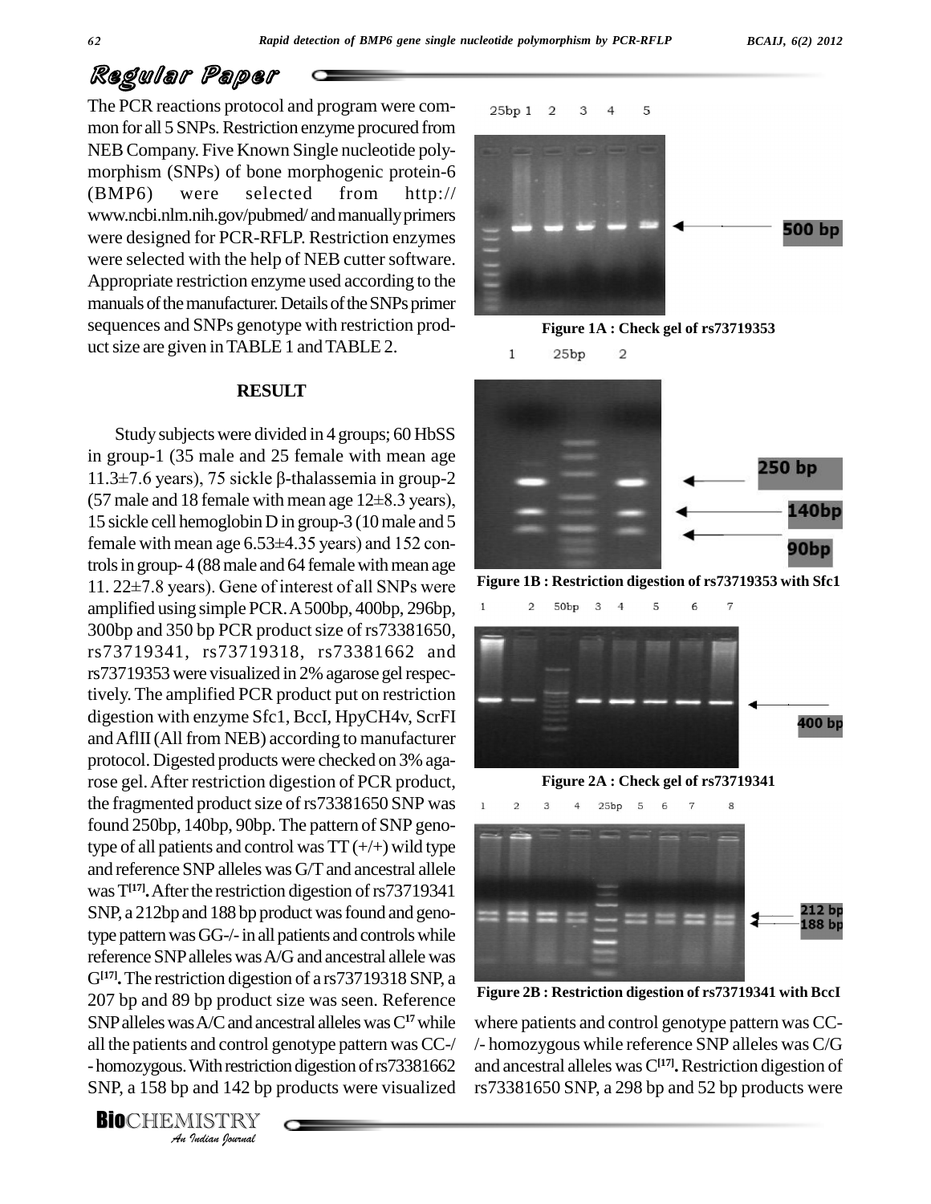The PCR reactions protocol and program were common for all 5 SNPs. Restriction enzyme procured from NEB Company. Five Known Single nucleotide polymorphism (SNPs) of bone morphogenic protein-6 (BMP6) were selected from http://www.ncbi.nlm.nih.gov/pubmed/ and manually primers were designed for PCR-RFLP. Restriction enzymes were selected with the help of NEB cutter software. Appropriate restriction enzyme used according to the manuals of the manufacturer. Details of the SNPs primer sequences and SNPs genotype with restriction product size are given in TABLE 1 and TABLE 2.

## RESULT

Study subjects were divided in 4 groups; 60 HbSS in group-1 (35 male and 25 female with mean age 11.3±7.6 years), 75 sickle β-thalassemia in group-2 (57 male and 18 female with mean age 12±8.3 years), 15 sickle cell hemoglobin D in group-3 (10 male and 5 female with mean age 6.53±4.35 years) and 152 controls in group- 4 (88 male and 64 female with mean age 11. 22±7.8 years). Gene of interest of all SNPs were amplified using simple PCR. A 500bp, 400bp, 296bp, 300bp and 350 bp PCR product size of rs73381650, rs73719341, rs73719318, rs73381662 and rs73719353 were visualized in 2% agarose gel respectively. The amplified PCR product put on restriction digestion with enzyme Sfc1, BccI, HpyCH4v, ScrFI and AflII (All from NEB) according to manufacturer protocol. Digested products were checked on 3% agarose gel. After restriction digestion of PCR product, the fragmented product size of rs73381650 SNP was found 250bp, 140bp, 90bp. The pattern of SNP genotype of all patients and control was TT (+/+) wild type and reference SNP alleles was G/T and ancestral allele was T[17]. After the restriction digestion of rs73719341 SNP, a 212bp and 188 bp product was found and genotype pattern was GG-/- in all patients and controls while reference SNP alleles was A/G and ancestral allele was G[17]. The restriction digestion of a rs73719318 SNP, a 207 bp and 89 bp product size was seen. Reference SNP alleles was A/C and ancestral alleles was C[17] while all the patients and control genotype pattern was CC-/-homozygous. With restriction digestion of rs73381662 SNP, a 158 bp and 142 bp products were visualized where patients and control genotype pattern was CC-/- homozygous while reference SNP alleles was C/G and ancestral alleles was C[17]. Restriction digestion of rs73381650 SNP, a 298 bp and 52 bp products were

**Figure 1A : Check gel of rs73719353**

**Figure 1B : Restriction digestion of rs73719353 with Sfc1**

**Figure 2A : Check gel of rs73719341**

**Figure 2B : Restriction digestion of rs73719341 with BccI**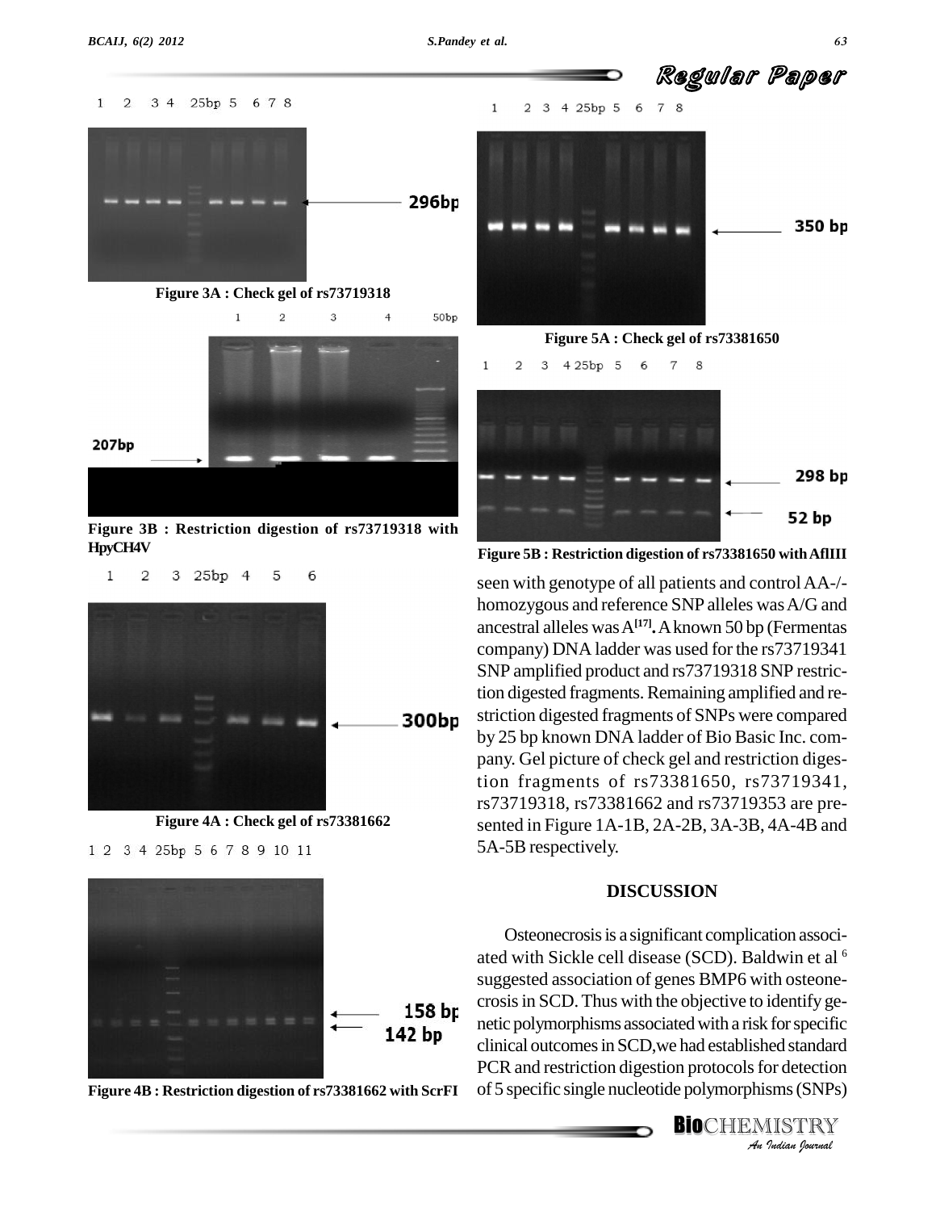Figure 3A : Check gel of rs73719318

Figure 3B : Restriction digestion of rs73719318 with HpyCH4V

Figure 4A : Check gel of rs73381662

Figure 4B : Restriction digestion of rs73381662 with ScrFI

Figure 5A : Check gel of rs73381650

Figure 5B : Restriction digestion of rs73381650 with AflIII

seen with genotype of all patients and control AA-/- homozygous and reference SNP alleles was A/G and ancestral alleles was A[17]. A known 50 bp (Fermentas company) DNA ladder was used for the rs73719341 SNP amplified product and rs73719318 SNP restriction digested fragments. Remaining amplified and restriction digested fragments of SNPs were compared by 25 bp known DNA ladder of Bio Basic Inc. company. Gel picture of check gel and restriction digestion fragments of rs73381650, rs73719341, rs73719318, rs73381662 and rs73719353 are presented in Figure 1A-1B, 2A-2B, 3A-3B, 4A-4B and 5A-5B respectively.

## DISCUSSION

Osteonecrosis is a significant complication associated with Sickle cell disease (SCD). Baldwin et al [6] suggested association of genes BMP6 with osteonecrosis in SCD. Thus with the objective to identify genetic polymorphisms associated with a risk for specific clinical outcomes in SCD,we had established standard PCR and restriction digestion protocols for detection of 5 specific single nucleotide polymorphisms (SNPs)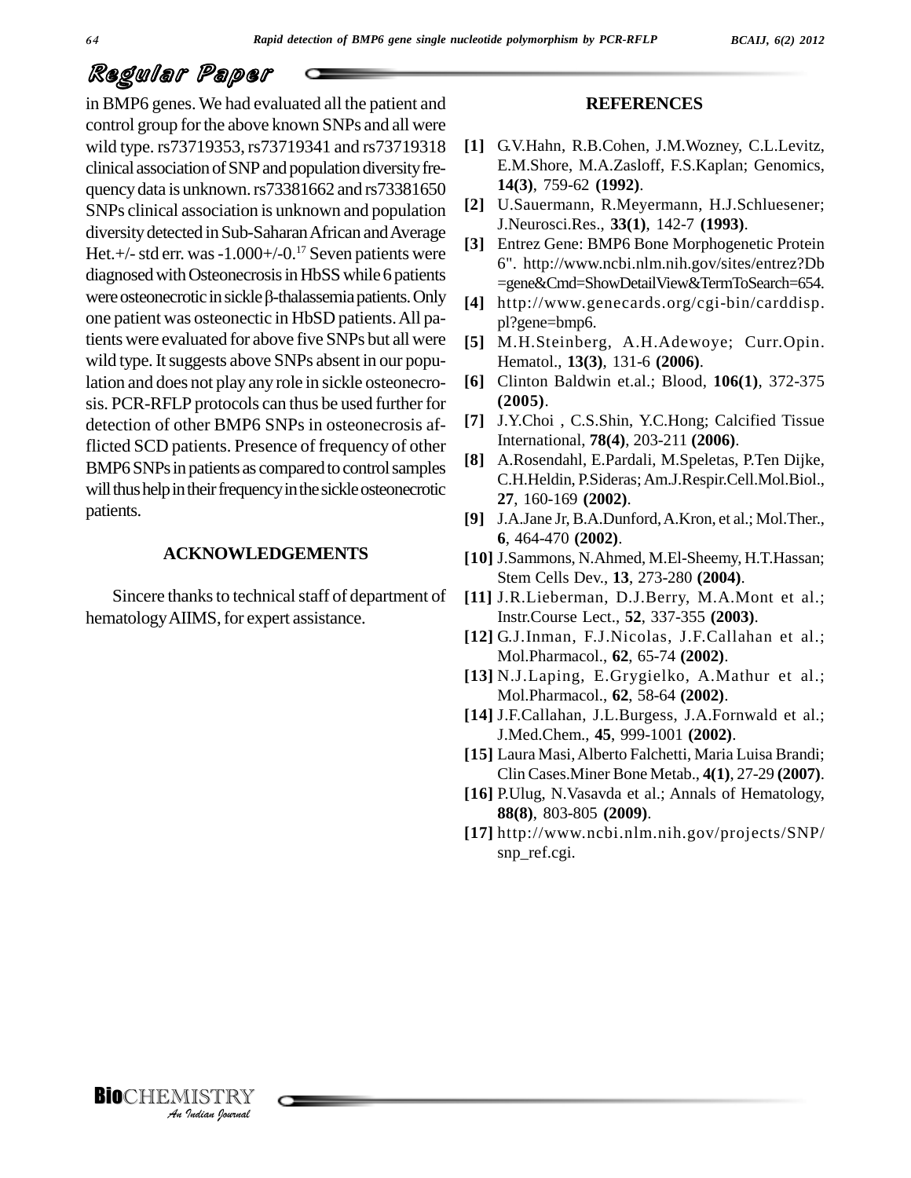in BMP6 genes. We had evaluated all the patient and control group for the above known SNPs and all were wild type. rs73719353, rs73719341 and rs73719318 clinical association of SNP and population diversity frequency data is unknown. rs73381662 and rs73381650 SNPs clinical association is unknown and population diversity detected in Sub-Saharan African and Average Het.+/- std err. was -1.000+/-0.[17] Seven patients were diagnosed with Osteonecrosis in HbSS while 6 patients were osteonecrotic in sickle β-thalassemia patients. Only one patient was osteonectic in HbSD patients. All patients were evaluated for above five SNPs but all were wild type. It suggests above SNPs absent in our population and does not play any role in sickle osteonecrosis. PCR-RFLP protocols can thus be used further for detection of other BMP6 SNPs in osteonecrosis afflicted SCD patients. Presence of frequency of other BMP6 SNPs in patients as compared to control samples will thus help in their frequency in the sickle osteonecrotic patients.

## ACKNOWLEDGEMENTS

Sincere thanks to technical staff of department of hematology AIIMS, for expert assistance.

## REFERENCES

[1] G.V.Hahn, R.B.Cohen, J.M.Wozney, C.L.Levitz, E.M.Shore, M.A.Zasloff, F.S.Kaplan; Genomics, **14(3)**, 759-62 **(1992)**.

[2] U.Sauermann, R.Meyermann, H.J.Schluesener; J.Neurosci.Res., **33(1)**, 142-7 **(1993)**.

[3] Entrez Gene: BMP6 Bone Morphogenetic Protein 6". http://www.ncbi.nlm.nih.gov/sites/entrez?Db=gene&Cmd=ShowDetailView&TermToSearch=654.

[4] http://www.genecards.org/cgi-bin/carddisp.pl?gene=bmp6.

[5] M.H.Steinberg, A.H.Adewoye; Curr.Opin. Hematol., **13(3)**, 131-6 **(2006)**.

[6] Clinton Baldwin et.al.; Blood, **106(1)**, 372-375 **(2005)**.

[7] J.Y.Choi , C.S.Shin, Y.C.Hong; Calcified Tissue International, **78(4)**, 203-211 **(2006)**.

[8] A.Rosendahl, E.Pardali, M.Speletas, P.Ten Dijke, C.H.Heldin, P.Sideras; Am.J.Respir.Cell.Mol.Biol., **27**, 160-169 **(2002)**.

[9] J.A.Jane Jr, B.A.Dunford, A.Kron, et al.; Mol.Ther., **6**, 464-470 **(2002)**.

[10] J.Sammons, N.Ahmed, M.El-Sheemy, H.T.Hassan; Stem Cells Dev., **13**, 273-280 **(2004)**.

[11] J.R.Lieberman, D.J.Berry, M.A.Mont et al.; Instr.Course Lect., **52**, 337-355 **(2003)**.

[12] G.J.Inman, F.J.Nicolas, J.F.Callahan et al.; Mol.Pharmacol., **62**, 65-74 **(2002)**.

[13] N.J.Laping, E.Grygielko, A.Mathur et al.; Mol.Pharmacol., **62**, 58-64 **(2002)**.

[14] J.F.Callahan, J.L.Burgess, J.A.Fornwald et al.; J.Med.Chem., **45**, 999-1001 **(2002)**.

[15] Laura Masi, Alberto Falchetti, Maria Luisa Brandi; Clin Cases.Miner Bone Metab., **4(1)**, 27-29 **(2007)**.

[16] P.Ulug, N.Vasavda et al.; Annals of Hematology, **88(8)**, 803-805 **(2009)**.

[17] http://www.ncbi.nlm.nih.gov/projects/SNP/snp_ref.cgi.